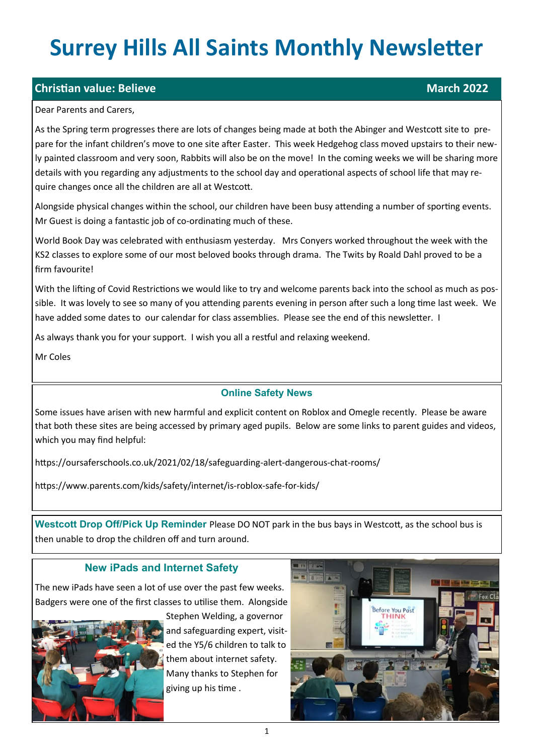# Surrey Hills All Saints Monthly Newsletter

**Christian value: Believe** **March 2022**

Dear Parents and Carers,

As the Spring term progresses there are lots of changes being made at both the Abinger and Westcott site to prepare for the infant children's move to one site after Easter. This week Hedgehog class moved upstairs to their newly painted classroom and very soon, Rabbits will also be on the move! In the coming weeks we will be sharing more details with you regarding any adjustments to the school day and operational aspects of school life that may require changes once all the children are all at Westcott.

Alongside physical changes within the school, our children have been busy attending a number of sporting events. Mr Guest is doing a fantastic job of co-ordinating much of these.

World Book Day was celebrated with enthusiasm yesterday. Mrs Conyers worked throughout the week with the KS2 classes to explore some of our most beloved books through drama. The Twits by Roald Dahl proved to be a firm favourite!

With the lifting of Covid Restrictions we would like to try and welcome parents back into the school as much as possible. It was lovely to see so many of you attending parents evening in person after such a long time last week. We have added some dates to our calendar for class assemblies. Please see the end of this newsletter. I

As always thank you for your support. I wish you all a restful and relaxing weekend.

Mr Coles

## Online Safety News

Some issues have arisen with new harmful and explicit content on Roblox and Omegle recently. Please be aware that both these sites are being accessed by primary aged pupils. Below are some links to parent guides and videos, which you may find helpful:

https://oursaferschools.co.uk/2021/02/18/safeguarding-alert-dangerous-chat-rooms/

https://www.parents.com/kids/safety/internet/is-roblox-safe-for-kids/

**Westcott Drop Off/Pick Up Reminder** Please DO NOT park in the bus bays in Westcott, as the school bus is then unable to drop the children off and turn around.

## New iPads and Internet Safety

The new iPads have seen a lot of use over the past few weeks. Badgers were one of the first classes to utilise them. Alongside Stephen Welding, a governor and safeguarding expert, visited the Y5/6 children to talk to them about internet safety. Many thanks to Stephen for giving up his time .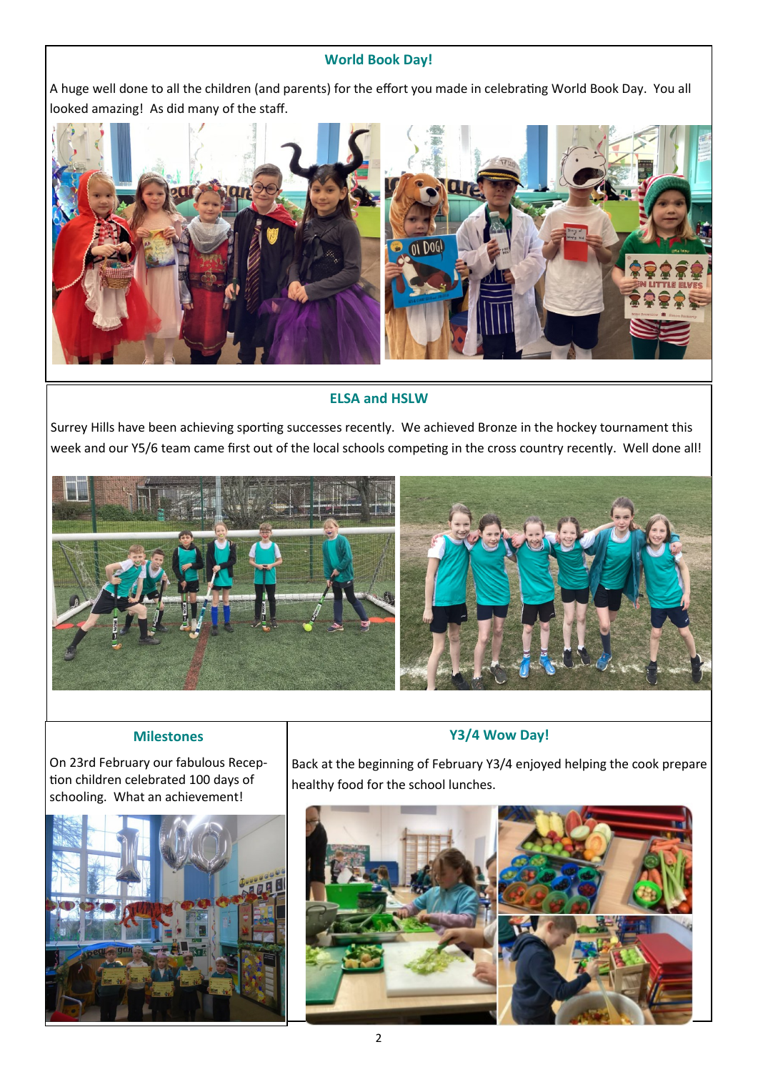## World Book Day!

A huge well done to all the children (and parents) for the effort you made in celebrating World Book Day. You all looked amazing! As did many of the staff.

## ELSA and HSLW

Surrey Hills have been achieving sporting successes recently. We achieved Bronze in the hockey tournament this week and our Y5/6 team came first out of the local schools competing in the cross country recently. Well done all!

## Milestones

On 23rd February our fabulous Reception children celebrated 100 days of schooling. What an achievement!

## Y3/4 Wow Day!

Back at the beginning of February Y3/4 enjoyed helping the cook prepare healthy food for the school lunches.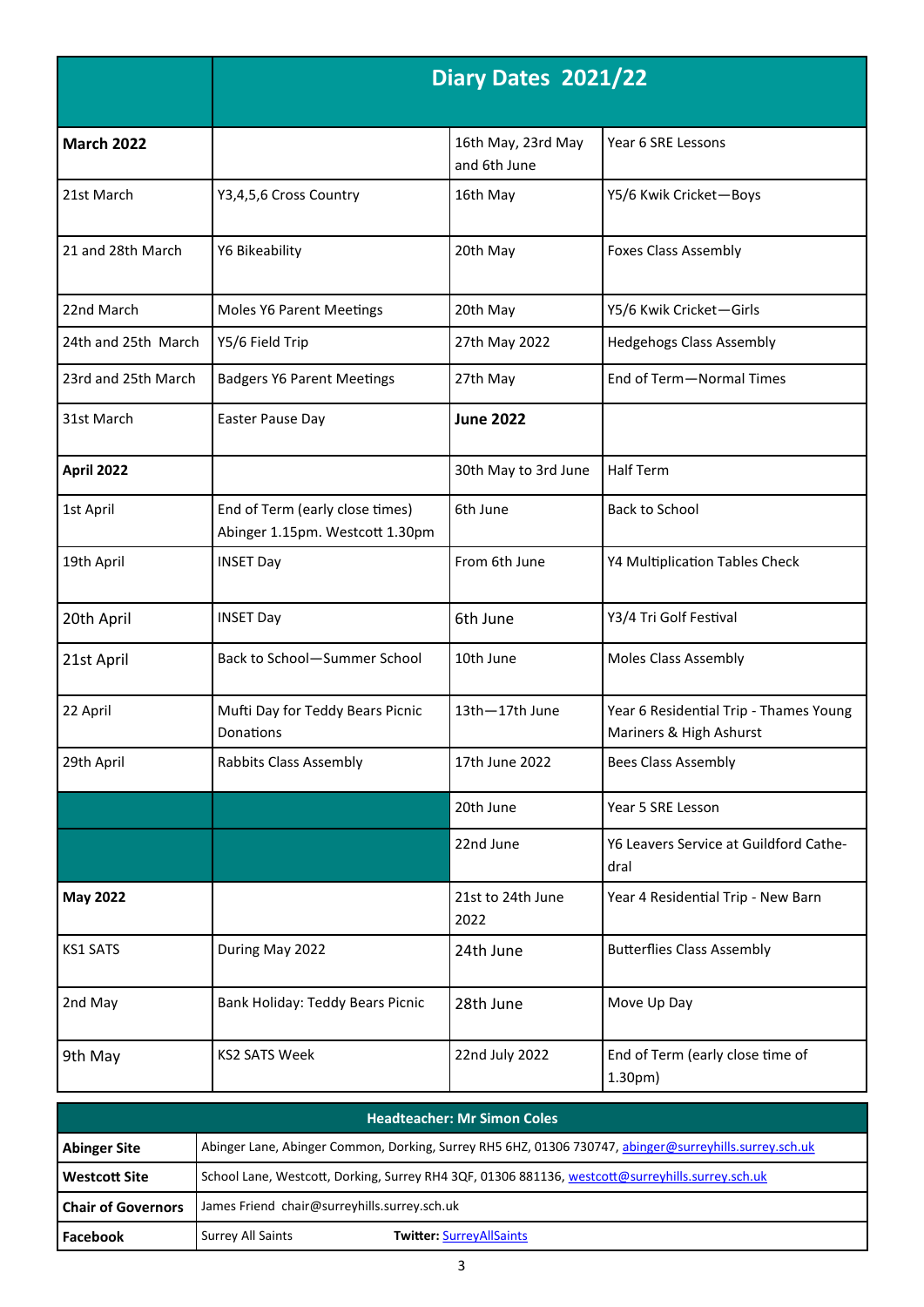| | Diary Dates 2021/22 | | |
|---|---|---|---|
| **March 2022** | | 16th May, 23rd May and 6th June | Year 6 SRE Lessons |
| 21st March | Y3,4,5,6 Cross Country | 16th May | Y5/6 Kwik Cricket—Boys |
| 21 and 28th March | Y6 Bikeability | 20th May | Foxes Class Assembly |
| 22nd March | Moles Y6 Parent Meetings | 20th May | Y5/6 Kwik Cricket—Girls |
| 24th and 25th March | Y5/6 Field Trip | 27th May 2022 | Hedgehogs Class Assembly |
| 23rd and 25th March | Badgers Y6 Parent Meetings | 27th May | End of Term—Normal Times |
| 31st March | Easter Pause Day | **June 2022** | |
| **April 2022** | | 30th May to 3rd June | Half Term |
| 1st April | End of Term (early close times) Abinger 1.15pm. Westcott 1.30pm | 6th June | Back to School |
| 19th April | INSET Day | From 6th June | Y4 Multiplication Tables Check |
| 20th April | INSET Day | 6th June | Y3/4 Tri Golf Festival |
| 21st April | Back to School—Summer School | 10th June | Moles Class Assembly |
| 22 April | Mufti Day for Teddy Bears Picnic Donations | 13th—17th June | Year 6 Residential Trip - Thames Young Mariners & High Ashurst |
| 29th April | Rabbits Class Assembly | 17th June 2022 | Bees Class Assembly |
| | | 20th June | Year 5 SRE Lesson |
| | | 22nd June | Y6 Leavers Service at Guildford Cathedral |
| **May 2022** | | 21st to 24th June 2022 | Year 4 Residential Trip - New Barn |
| KS1 SATS | During May 2022 | 24th June | Butterflies Class Assembly |
| 2nd May | Bank Holiday: Teddy Bears Picnic | 28th June | Move Up Day |
| 9th May | KS2 SATS Week | 22nd July 2022 | End of Term (early close time of 1.30pm) |

| Headteacher: Mr Simon Coles | |
|---|---|
| **Abinger Site** | Abinger Lane, Abinger Common, Dorking, Surrey RH5 6HZ, 01306 730747, abinger@surreyhills.surrey.sch.uk |
| **Westcott Site** | School Lane, Westcott, Dorking, Surrey RH4 3QF, 01306 881136, westcott@surreyhills.surrey.sch.uk |
| **Chair of Governors** | James Friend chair@surreyhills.surrey.sch.uk |
| **Facebook** | Surrey All Saints **Twitter:** SurreyAllSaints |